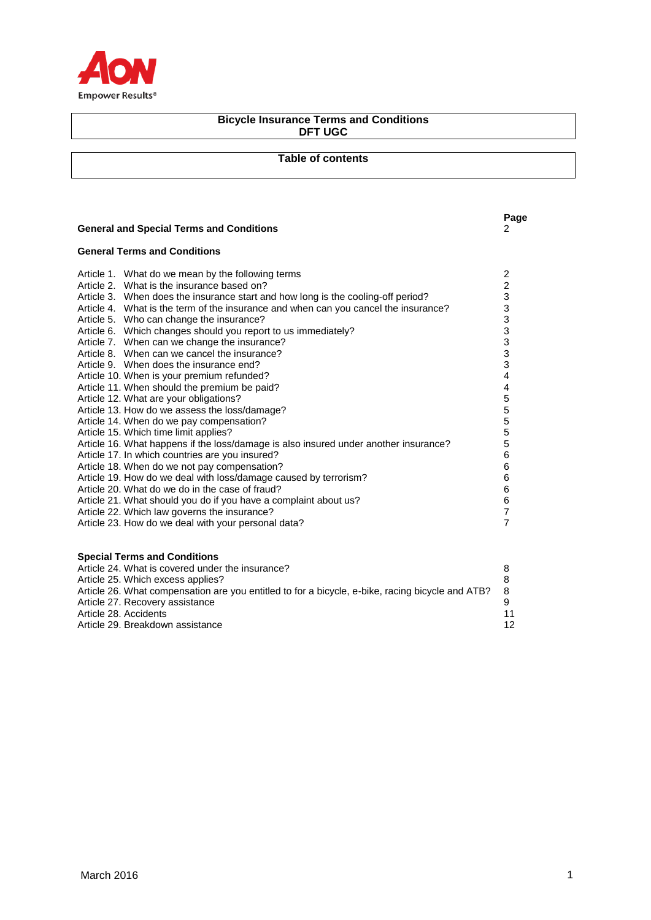# Bicycle Insurance Terms and Conditions
# DFT UGC

## Table of contents

| | Page |
|---|---|
| **General and Special Terms and Conditions** | 2 |
| **General Terms and Conditions** | |
| Article 1. What do we mean by the following terms | 2 |
| Article 2. What is the insurance based on? | 2 |
| Article 3. When does the insurance start and how long is the cooling-off period? | 3 |
| Article 4. What is the term of the insurance and when can you cancel the insurance? | 3 |
| Article 5. Who can change the insurance? | 3 |
| Article 6. Which changes should you report to us immediately? | 3 |
| Article 7. When can we change the insurance? | 3 |
| Article 8. When can we cancel the insurance? | 3 |
| Article 9. When does the insurance end? | 3 |
| Article 10. When is your premium refunded? | 4 |
| Article 11. When should the premium be paid? | 4 |
| Article 12. What are your obligations? | 5 |
| Article 13. How do we assess the loss/damage? | 5 |
| Article 14. When do we pay compensation? | 5 |
| Article 15. Which time limit applies? | 5 |
| Article 16. What happens if the loss/damage is also insured under another insurance? | 5 |
| Article 17. In which countries are you insured? | 6 |
| Article 18. When do we not pay compensation? | 6 |
| Article 19. How do we deal with loss/damage caused by terrorism? | 6 |
| Article 20. What do we do in the case of fraud? | 6 |
| Article 21. What should you do if you have a complaint about us? | 6 |
| Article 22. Which law governs the insurance? | 7 |
| Article 23. How do we deal with your personal data? | 7 |
| **Special Terms and Conditions** | |
| Article 24. What is covered under the insurance? | 8 |
| Article 25. Which excess applies? | 8 |
| Article 26. What compensation are you entitled to for a bicycle, e-bike, racing bicycle and ATB? | 8 |
| Article 27. Recovery assistance | 9 |
| Article 28. Accidents | 11 |
| Article 29. Breakdown assistance | 12 |

March 2016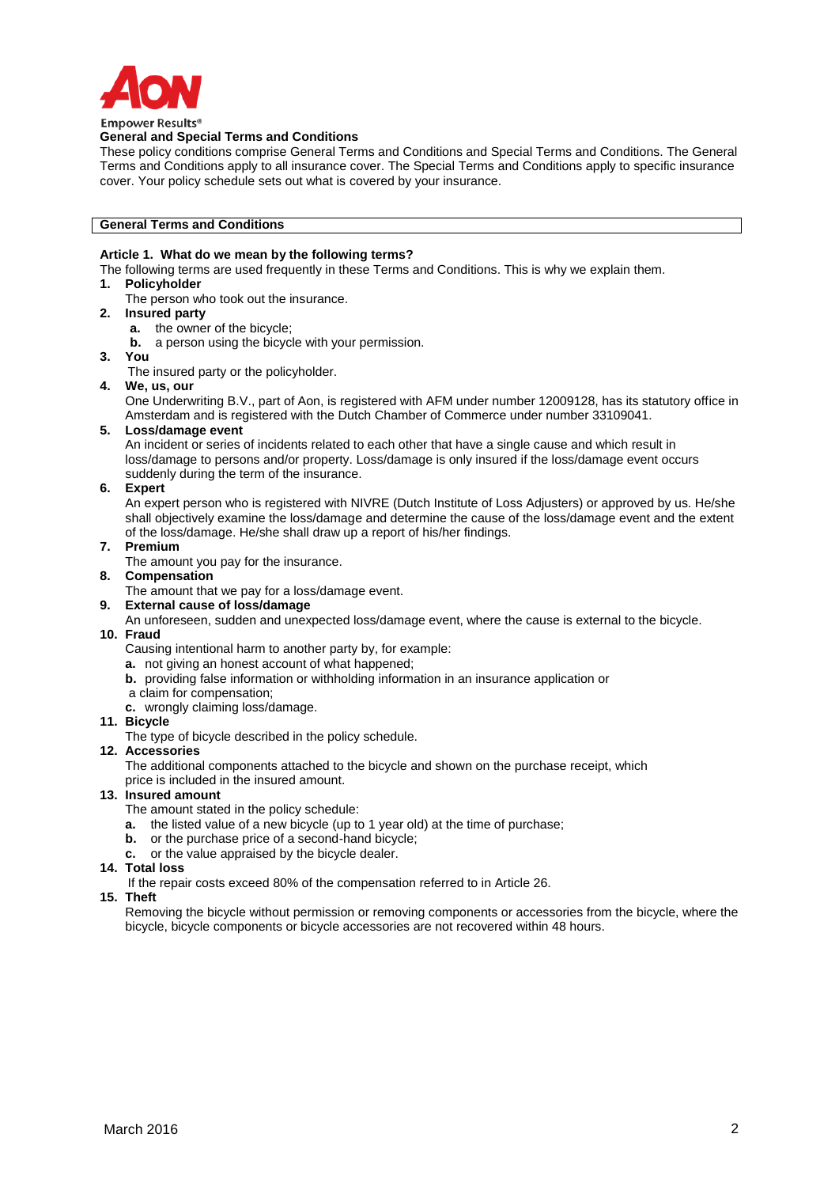Empower Results®

## General and Special Terms and Conditions

These policy conditions comprise General Terms and Conditions and Special Terms and Conditions. The General Terms and Conditions apply to all insurance cover. The Special Terms and Conditions apply to specific insurance cover. Your policy schedule sets out what is covered by your insurance.

## General Terms and Conditions

### Article 1. What do we mean by the following terms?

The following terms are used frequently in these Terms and Conditions. This is why we explain them.

1. **Policyholder**
   The person who took out the insurance.
2. **Insured party**
   - **a.** the owner of the bicycle;
   - **b.** a person using the bicycle with your permission.
3. **You**
   The insured party or the policyholder.
4. **We, us, our**
   One Underwriting B.V., part of Aon, is registered with AFM under number 12009128, has its statutory office in Amsterdam and is registered with the Dutch Chamber of Commerce under number 33109041.
5. **Loss/damage event**
   An incident or series of incidents related to each other that have a single cause and which result in loss/damage to persons and/or property. Loss/damage is only insured if the loss/damage event occurs suddenly during the term of the insurance.
6. **Expert**
   An expert person who is registered with NIVRE (Dutch Institute of Loss Adjusters) or approved by us. He/she shall objectively examine the loss/damage and determine the cause of the loss/damage event and the extent of the loss/damage. He/she shall draw up a report of his/her findings.
7. **Premium**
   The amount you pay for the insurance.
8. **Compensation**
   The amount that we pay for a loss/damage event.
9. **External cause of loss/damage**
   An unforeseen, sudden and unexpected loss/damage event, where the cause is external to the bicycle.
10. **Fraud**
    Causing intentional harm to another party by, for example:
    - **a.** not giving an honest account of what happened;
    - **b.** providing false information or withholding information in an insurance application or a claim for compensation;
    - **c.** wrongly claiming loss/damage.
11. **Bicycle**
    The type of bicycle described in the policy schedule.
12. **Accessories**
    The additional components attached to the bicycle and shown on the purchase receipt, which price is included in the insured amount.
13. **Insured amount**
    The amount stated in the policy schedule:
    - **a.** the listed value of a new bicycle (up to 1 year old) at the time of purchase;
    - **b.** or the purchase price of a second-hand bicycle;
    - **c.** or the value appraised by the bicycle dealer.
14. **Total loss**
    If the repair costs exceed 80% of the compensation referred to in Article 26.
15. **Theft**
    Removing the bicycle without permission or removing components or accessories from the bicycle, where the bicycle, bicycle components or bicycle accessories are not recovered within 48 hours.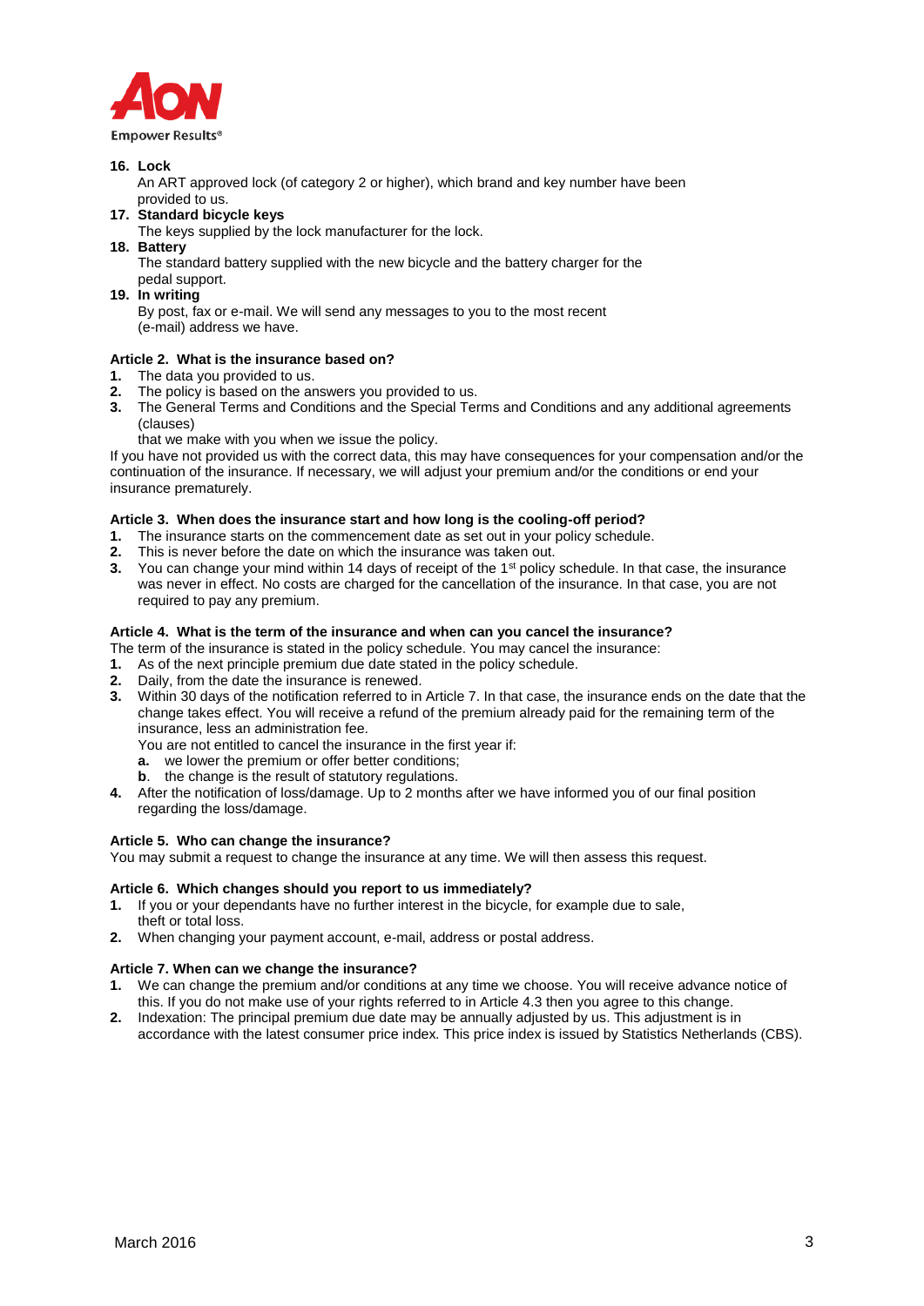16. **Lock**
    An ART approved lock (of category 2 or higher), which brand and key number have been provided to us.
17. **Standard bicycle keys**
    The keys supplied by the lock manufacturer for the lock.
18. **Battery**
    The standard battery supplied with the new bicycle and the battery charger for the pedal support.
19. **In writing**
    By post, fax or e-mail. We will send any messages to you to the most recent (e-mail) address we have.

**Article 2. What is the insurance based on?**

1. The data you provided to us.
2. The policy is based on the answers you provided to us.
3. The General Terms and Conditions and the Special Terms and Conditions and any additional agreements (clauses)
   that we make with you when we issue the policy.

If you have not provided us with the correct data, this may have consequences for your compensation and/or the continuation of the insurance. If necessary, we will adjust your premium and/or the conditions or end your insurance prematurely.

**Article 3. When does the insurance start and how long is the cooling-off period?**

1. The insurance starts on the commencement date as set out in your policy schedule.
2. This is never before the date on which the insurance was taken out.
3. You can change your mind within 14 days of receipt of the 1st policy schedule. In that case, the insurance was never in effect. No costs are charged for the cancellation of the insurance. In that case, you are not required to pay any premium.

**Article 4. What is the term of the insurance and when can you cancel the insurance?**

The term of the insurance is stated in the policy schedule. You may cancel the insurance:

1. As of the next principle premium due date stated in the policy schedule.
2. Daily, from the date the insurance is renewed.
3. Within 30 days of the notification referred to in Article 7. In that case, the insurance ends on the date that the change takes effect. You will receive a refund of the premium already paid for the remaining term of the insurance, less an administration fee.
   You are not entitled to cancel the insurance in the first year if:
   - **a.** we lower the premium or offer better conditions;
   - **b**. the change is the result of statutory regulations.
4. After the notification of loss/damage. Up to 2 months after we have informed you of our final position regarding the loss/damage.

**Article 5. Who can change the insurance?**

You may submit a request to change the insurance at any time. We will then assess this request.

**Article 6. Which changes should you report to us immediately?**

1. If you or your dependants have no further interest in the bicycle, for example due to sale, theft or total loss.
2. When changing your payment account, e-mail, address or postal address.

**Article 7. When can we change the insurance?**

1. We can change the premium and/or conditions at any time we choose. You will receive advance notice of this. If you do not make use of your rights referred to in Article 4.3 then you agree to this change.
2. Indexation: The principal premium due date may be annually adjusted by us. This adjustment is in accordance with the latest consumer price index. This price index is issued by Statistics Netherlands (CBS).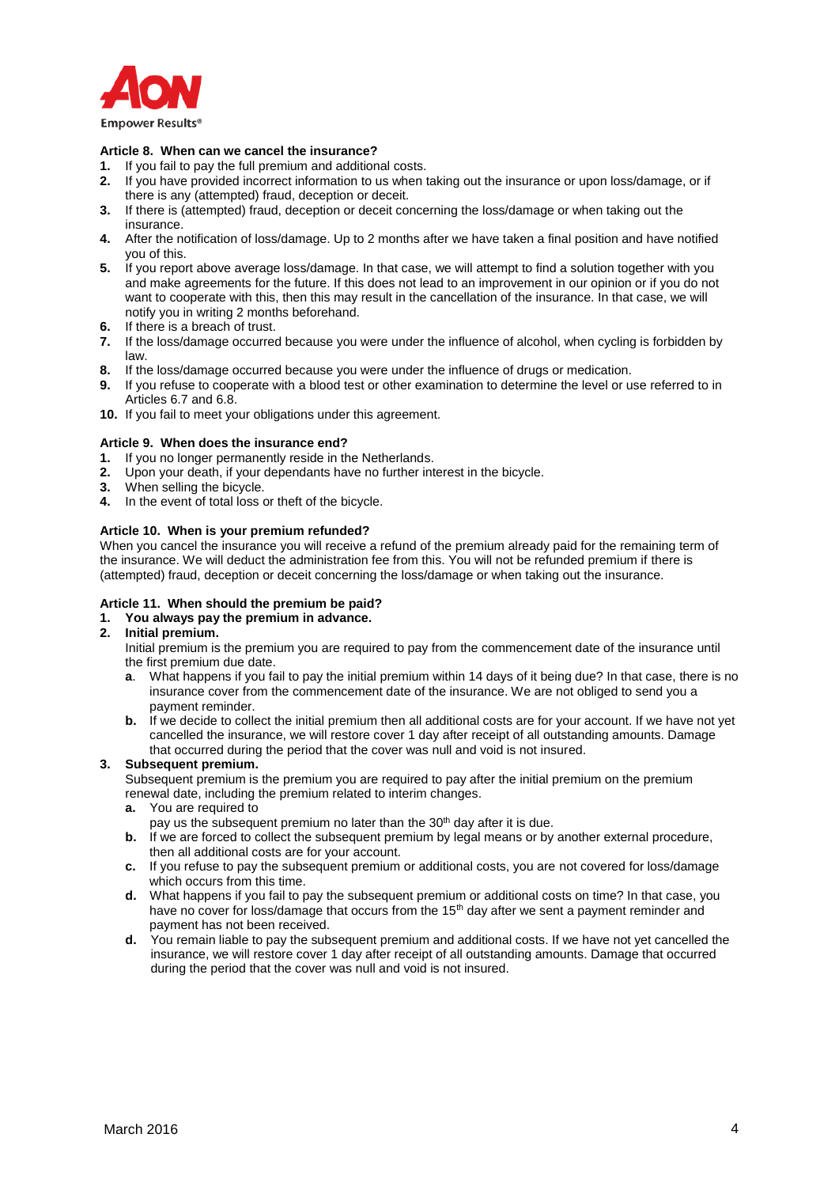**Article 8. When can we cancel the insurance?**

1. If you fail to pay the full premium and additional costs.
2. If you have provided incorrect information to us when taking out the insurance or upon loss/damage, or if there is any (attempted) fraud, deception or deceit.
3. If there is (attempted) fraud, deception or deceit concerning the loss/damage or when taking out the insurance.
4. After the notification of loss/damage. Up to 2 months after we have taken a final position and have notified you of this.
5. If you report above average loss/damage. In that case, we will attempt to find a solution together with you and make agreements for the future. If this does not lead to an improvement in our opinion or if you do not want to cooperate with this, then this may result in the cancellation of the insurance. In that case, we will notify you in writing 2 months beforehand.
6. If there is a breach of trust.
7. If the loss/damage occurred because you were under the influence of alcohol, when cycling is forbidden by law.
8. If the loss/damage occurred because you were under the influence of drugs or medication.
9. If you refuse to cooperate with a blood test or other examination to determine the level or use referred to in Articles 6.7 and 6.8.
10. If you fail to meet your obligations under this agreement.

**Article 9. When does the insurance end?**

1. If you no longer permanently reside in the Netherlands.
2. Upon your death, if your dependants have no further interest in the bicycle.
3. When selling the bicycle.
4. In the event of total loss or theft of the bicycle.

**Article 10. When is your premium refunded?**

When you cancel the insurance you will receive a refund of the premium already paid for the remaining term of the insurance. We will deduct the administration fee from this. You will not be refunded premium if there is (attempted) fraud, deception or deceit concerning the loss/damage or when taking out the insurance.

**Article 11. When should the premium be paid?**

1. **You always pay the premium in advance.**
2. **Initial premium.**
   Initial premium is the premium you are required to pay from the commencement date of the insurance until the first premium due date.
   - **a**. What happens if you fail to pay the initial premium within 14 days of it being due? In that case, there is no insurance cover from the commencement date of the insurance. We are not obliged to send you a payment reminder.
   - **b.** If we decide to collect the initial premium then all additional costs are for your account. If we have not yet cancelled the insurance, we will restore cover 1 day after receipt of all outstanding amounts. Damage that occurred during the period that the cover was null and void is not insured.
3. **Subsequent premium.**
   Subsequent premium is the premium you are required to pay after the initial premium on the premium renewal date, including the premium related to interim changes.
   - **a.** You are required to
     pay us the subsequent premium no later than the 30th day after it is due.
   - **b.** If we are forced to collect the subsequent premium by legal means or by another external procedure, then all additional costs are for your account.
   - **c.** If you refuse to pay the subsequent premium or additional costs, you are not covered for loss/damage which occurs from this time.
   - **d.** What happens if you fail to pay the subsequent premium or additional costs on time? In that case, you have no cover for loss/damage that occurs from the 15th day after we sent a payment reminder and payment has not been received.
   - **d.** You remain liable to pay the subsequent premium and additional costs. If we have not yet cancelled the insurance, we will restore cover 1 day after receipt of all outstanding amounts. Damage that occurred during the period that the cover was null and void is not insured.

March 2016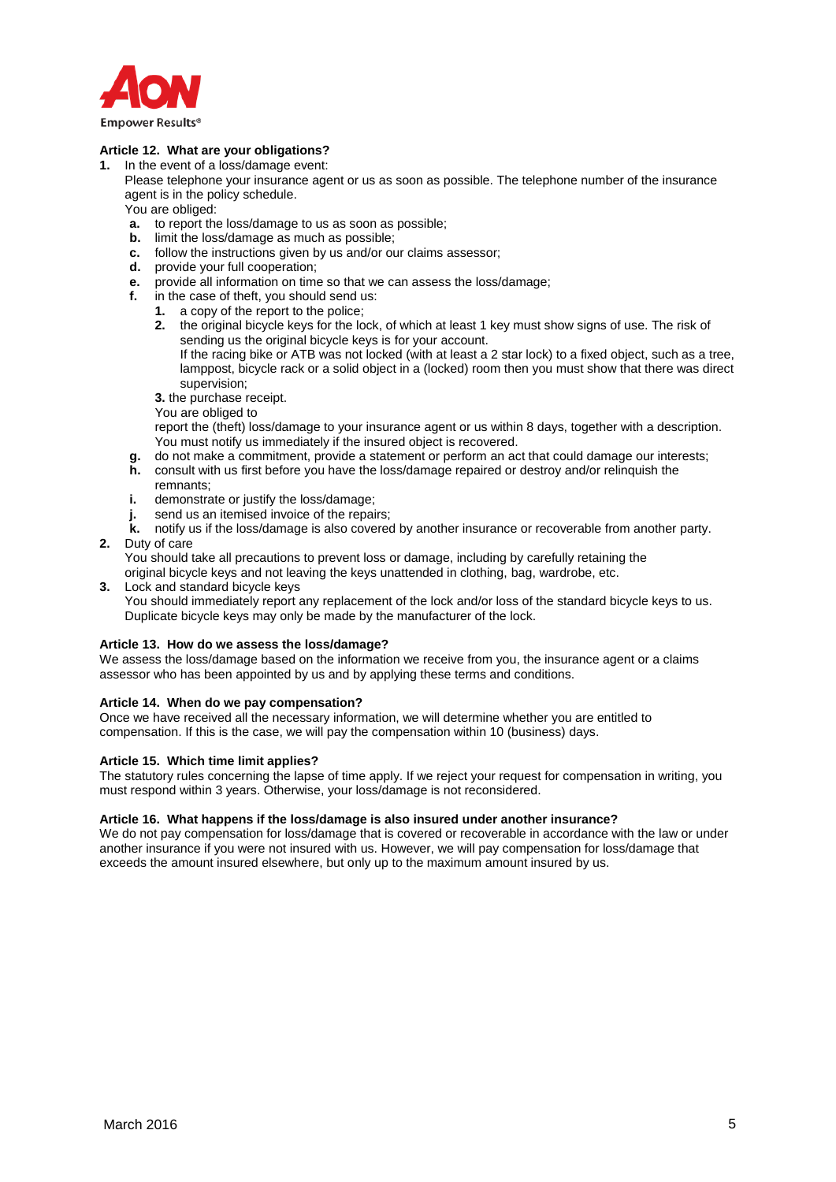**Article 12. What are your obligations?**

1. In the event of a loss/damage event:
   Please telephone your insurance agent or us as soon as possible. The telephone number of the insurance agent is in the policy schedule.
   You are obliged:
   a. to report the loss/damage to us as soon as possible;
   b. limit the loss/damage as much as possible;
   c. follow the instructions given by us and/or our claims assessor;
   d. provide your full cooperation;
   e. provide all information on time so that we can assess the loss/damage;
   f. in the case of theft, you should send us:
      1. a copy of the report to the police;
      2. the original bicycle keys for the lock, of which at least 1 key must show signs of use. The risk of sending us the original bicycle keys is for your account.
         If the racing bike or ATB was not locked (with at least a 2 star lock) to a fixed object, such as a tree, lamppost, bicycle rack or a solid object in a (locked) room then you must show that there was direct supervision;
      3. the purchase receipt.

      You are obliged to
      report the (theft) loss/damage to your insurance agent or us within 8 days, together with a description.
      You must notify us immediately if the insured object is recovered.
   g. do not make a commitment, provide a statement or perform an act that could damage our interests;
   h. consult with us first before you have the loss/damage repaired or destroy and/or relinquish the remnants;
   i. demonstrate or justify the loss/damage;
   j. send us an itemised invoice of the repairs;
   k. notify us if the loss/damage is also covered by another insurance or recoverable from another party.
2. Duty of care
   You should take all precautions to prevent loss or damage, including by carefully retaining the original bicycle keys and not leaving the keys unattended in clothing, bag, wardrobe, etc.
3. Lock and standard bicycle keys
   You should immediately report any replacement of the lock and/or loss of the standard bicycle keys to us. Duplicate bicycle keys may only be made by the manufacturer of the lock.

**Article 13. How do we assess the loss/damage?**

We assess the loss/damage based on the information we receive from you, the insurance agent or a claims assessor who has been appointed by us and by applying these terms and conditions.

**Article 14. When do we pay compensation?**

Once we have received all the necessary information, we will determine whether you are entitled to compensation. If this is the case, we will pay the compensation within 10 (business) days.

**Article 15. Which time limit applies?**

The statutory rules concerning the lapse of time apply. If we reject your request for compensation in writing, you must respond within 3 years. Otherwise, your loss/damage is not reconsidered.

**Article 16. What happens if the loss/damage is also insured under another insurance?**

We do not pay compensation for loss/damage that is covered or recoverable in accordance with the law or under another insurance if you were not insured with us. However, we will pay compensation for loss/damage that exceeds the amount insured elsewhere, but only up to the maximum amount insured by us.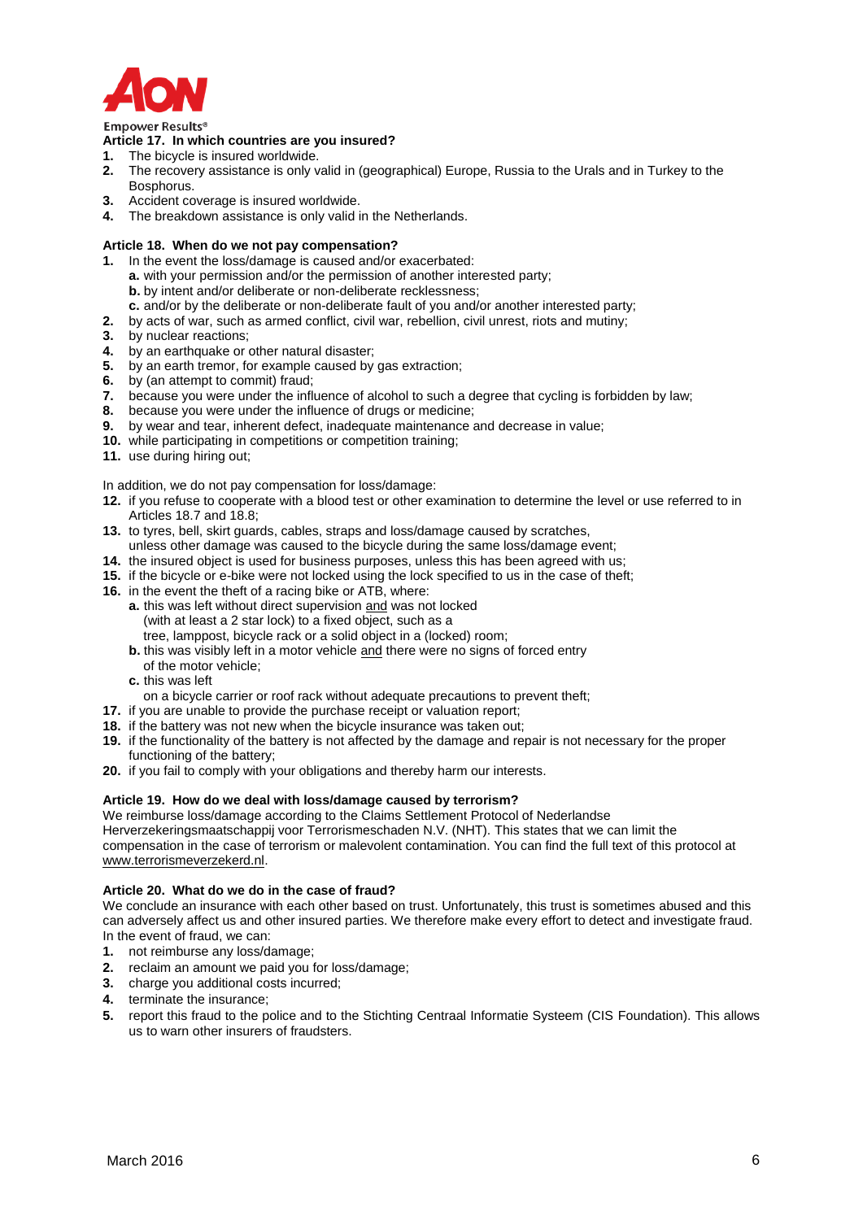### Article 17. In which countries are you insured?

1. The bicycle is insured worldwide.
2. The recovery assistance is only valid in (geographical) Europe, Russia to the Urals and in Turkey to the Bosphorus.
3. Accident coverage is insured worldwide.
4. The breakdown assistance is only valid in the Netherlands.

### Article 18. When do we not pay compensation?

1. In the event the loss/damage is caused and/or exacerbated:
   **a.** with your permission and/or the permission of another interested party;
   **b.** by intent and/or deliberate or non-deliberate recklessness;
   **c.** and/or by the deliberate or non-deliberate fault of you and/or another interested party;
2. by acts of war, such as armed conflict, civil war, rebellion, civil unrest, riots and mutiny;
3. by nuclear reactions;
4. by an earthquake or other natural disaster;
5. by an earth tremor, for example caused by gas extraction;
6. by (an attempt to commit) fraud;
7. because you were under the influence of alcohol to such a degree that cycling is forbidden by law;
8. because you were under the influence of drugs or medicine;
9. by wear and tear, inherent defect, inadequate maintenance and decrease in value;
10. while participating in competitions or competition training;
11. use during hiring out;

In addition, we do not pay compensation for loss/damage:

12. if you refuse to cooperate with a blood test or other examination to determine the level or use referred to in Articles 18.7 and 18.8;
13. to tyres, bell, skirt guards, cables, straps and loss/damage caused by scratches, unless other damage was caused to the bicycle during the same loss/damage event;
14. the insured object is used for business purposes, unless this has been agreed with us;
15. if the bicycle or e-bike were not locked using the lock specified to us in the case of theft;
16. in the event the theft of a racing bike or ATB, where:
    **a.** this was left without direct supervision and was not locked (with at least a 2 star lock) to a fixed object, such as a tree, lamppost, bicycle rack or a solid object in a (locked) room;
    **b.** this was visibly left in a motor vehicle and there were no signs of forced entry of the motor vehicle;
    **c.** this was left on a bicycle carrier or roof rack without adequate precautions to prevent theft;
17. if you are unable to provide the purchase receipt or valuation report;
18. if the battery was not new when the bicycle insurance was taken out;
19. if the functionality of the battery is not affected by the damage and repair is not necessary for the proper functioning of the battery;
20. if you fail to comply with your obligations and thereby harm our interests.

### Article 19. How do we deal with loss/damage caused by terrorism?

We reimburse loss/damage according to the Claims Settlement Protocol of Nederlandse Herverzekeringsmaatschappij voor Terrorismeschaden N.V. (NHT). This states that we can limit the compensation in the case of terrorism or malevolent contamination. You can find the full text of this protocol at www.terrorismeverzekerd.nl.

### Article 20. What do we do in the case of fraud?

We conclude an insurance with each other based on trust. Unfortunately, this trust is sometimes abused and this can adversely affect us and other insured parties. We therefore make every effort to detect and investigate fraud. In the event of fraud, we can:

1. not reimburse any loss/damage;
2. reclaim an amount we paid you for loss/damage;
3. charge you additional costs incurred;
4. terminate the insurance;
5. report this fraud to the police and to the Stichting Centraal Informatie Systeem (CIS Foundation). This allows us to warn other insurers of fraudsters.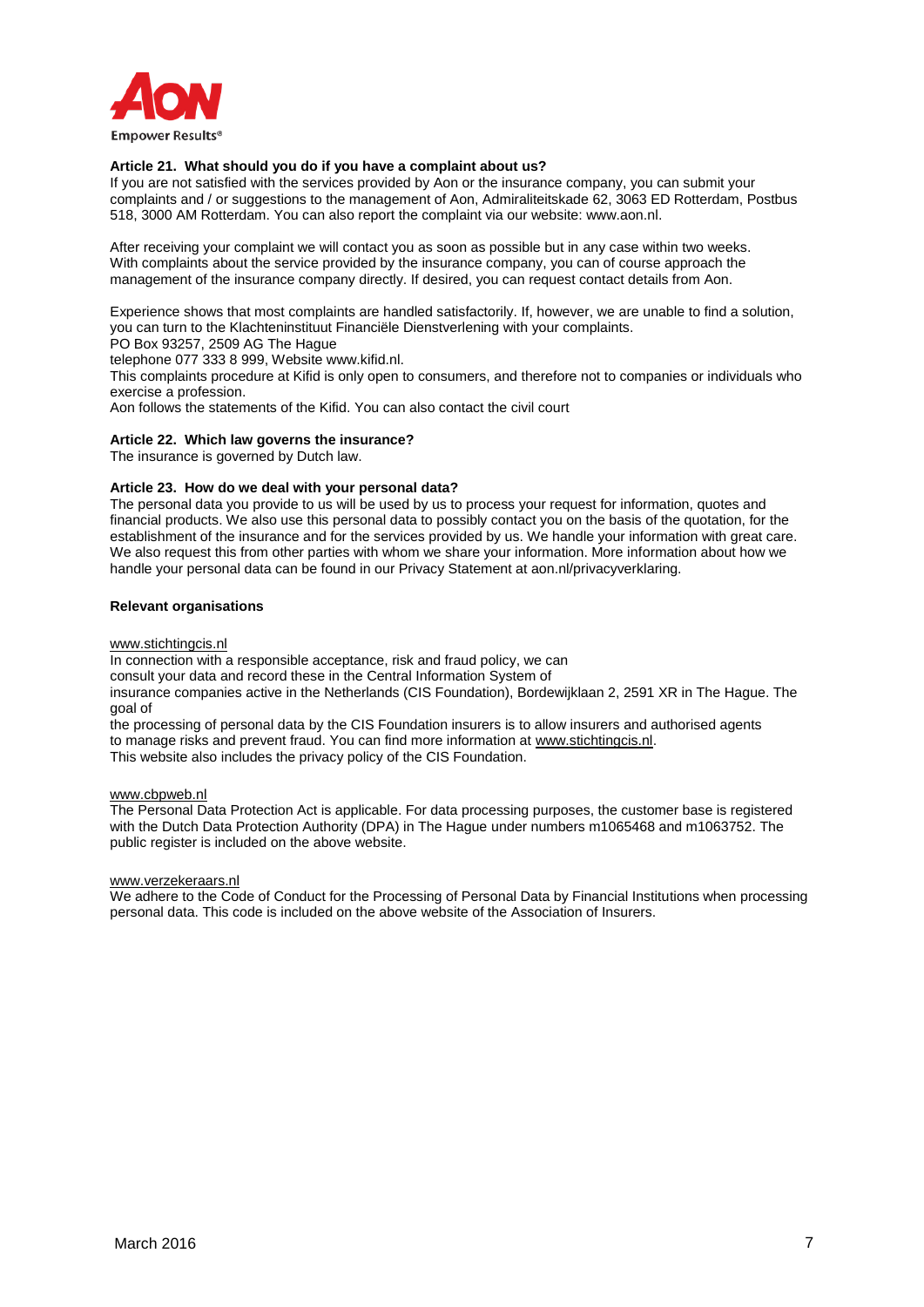### Article 21. What should you do if you have a complaint about us?

If you are not satisfied with the services provided by Aon or the insurance company, you can submit your complaints and / or suggestions to the management of Aon, Admiraliteitskade 62, 3063 ED Rotterdam, Postbus 518, 3000 AM Rotterdam. You can also report the complaint via our website: www.aon.nl.

After receiving your complaint we will contact you as soon as possible but in any case within two weeks. With complaints about the service provided by the insurance company, you can of course approach the management of the insurance company directly. If desired, you can request contact details from Aon.

Experience shows that most complaints are handled satisfactorily. If, however, we are unable to find a solution, you can turn to the Klachteninstituut Financiële Dienstverlening with your complaints.
PO Box 93257, 2509 AG The Hague
telephone 077 333 8 999, Website www.kifid.nl.
This complaints procedure at Kifid is only open to consumers, and therefore not to companies or individuals who exercise a profession.
Aon follows the statements of the Kifid. You can also contact the civil court

### Article 22. Which law governs the insurance?

The insurance is governed by Dutch law.

### Article 23. How do we deal with your personal data?

The personal data you provide to us will be used by us to process your request for information, quotes and financial products. We also use this personal data to possibly contact you on the basis of the quotation, for the establishment of the insurance and for the services provided by us. We handle your information with great care. We also request this from other parties with whom we share your information. More information about how we handle your personal data can be found in our Privacy Statement at aon.nl/privacyverklaring.

### Relevant organisations

www.stichtingcis.nl
In connection with a responsible acceptance, risk and fraud policy, we can consult your data and record these in the Central Information System of insurance companies active in the Netherlands (CIS Foundation), Bordewijklaan 2, 2591 XR in The Hague. The goal of the processing of personal data by the CIS Foundation insurers is to allow insurers and authorised agents to manage risks and prevent fraud. You can find more information at www.stichtingcis.nl.
This website also includes the privacy policy of the CIS Foundation.

www.cbpweb.nl
The Personal Data Protection Act is applicable. For data processing purposes, the customer base is registered with the Dutch Data Protection Authority (DPA) in The Hague under numbers m1065468 and m1063752. The public register is included on the above website.

www.verzekeraars.nl
We adhere to the Code of Conduct for the Processing of Personal Data by Financial Institutions when processing personal data. This code is included on the above website of the Association of Insurers.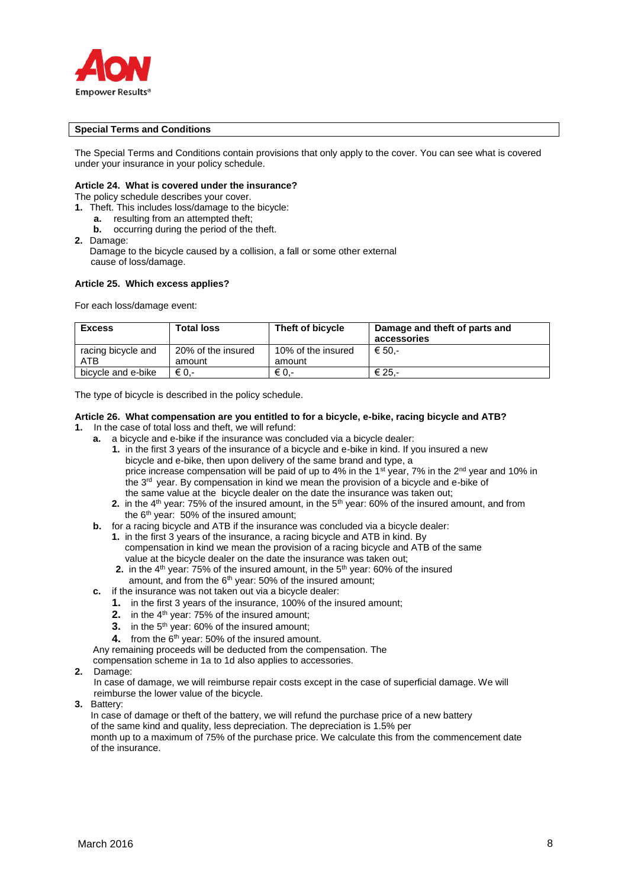**Special Terms and Conditions**

The Special Terms and Conditions contain provisions that only apply to the cover. You can see what is covered under your insurance in your policy schedule.

**Article 24. What is covered under the insurance?**

The policy schedule describes your cover.

1. Theft. This includes loss/damage to the bicycle:
   a. resulting from an attempted theft;
   b. occurring during the period of the theft.
2. Damage:
   Damage to the bicycle caused by a collision, a fall or some other external cause of loss/damage.

**Article 25. Which excess applies?**

For each loss/damage event:

| Excess | Total loss | Theft of bicycle | Damage and theft of parts and accessories |
|---|---|---|---|
| racing bicycle and ATB | 20% of the insured amount | 10% of the insured amount | € 50,- |
| bicycle and e-bike | € 0,- | € 0,- | € 25,- |

The type of bicycle is described in the policy schedule.

**Article 26. What compensation are you entitled to for a bicycle, e-bike, racing bicycle and ATB?**

1. In the case of total loss and theft, we will refund:
   a. a bicycle and e-bike if the insurance was concluded via a bicycle dealer:
      1. in the first 3 years of the insurance of a bicycle and e-bike in kind. If you insured a new bicycle and e-bike, then upon delivery of the same brand and type, a price increase compensation will be paid of up to 4% in the 1st year, 7% in the 2nd year and 10% in the 3rd year. By compensation in kind we mean the provision of a bicycle and e-bike of the same value at the bicycle dealer on the date the insurance was taken out;
      2. in the 4th year: 75% of the insured amount, in the 5th year: 60% of the insured amount, and from the 6th year: 50% of the insured amount;
   b. for a racing bicycle and ATB if the insurance was concluded via a bicycle dealer:
      1. in the first 3 years of the insurance, a racing bicycle and ATB in kind. By compensation in kind we mean the provision of a racing bicycle and ATB of the same value at the bicycle dealer on the date the insurance was taken out;
      2. in the 4th year: 75% of the insured amount, in the 5th year: 60% of the insured amount, and from the 6th year: 50% of the insured amount;
   c. if the insurance was not taken out via a bicycle dealer:
      1. in the first 3 years of the insurance, 100% of the insured amount;
      2. in the 4th year: 75% of the insured amount;
      3. in the 5th year: 60% of the insured amount;
      4. from the 6th year: 50% of the insured amount.

   Any remaining proceeds will be deducted from the compensation. The compensation scheme in 1a to 1d also applies to accessories.
2. Damage:
   In case of damage, we will reimburse repair costs except in the case of superficial damage. We will reimburse the lower value of the bicycle.
3. Battery:
   In case of damage or theft of the battery, we will refund the purchase price of a new battery of the same kind and quality, less depreciation. The depreciation is 1.5% per month up to a maximum of 75% of the purchase price. We calculate this from the commencement date of the insurance.

March 2016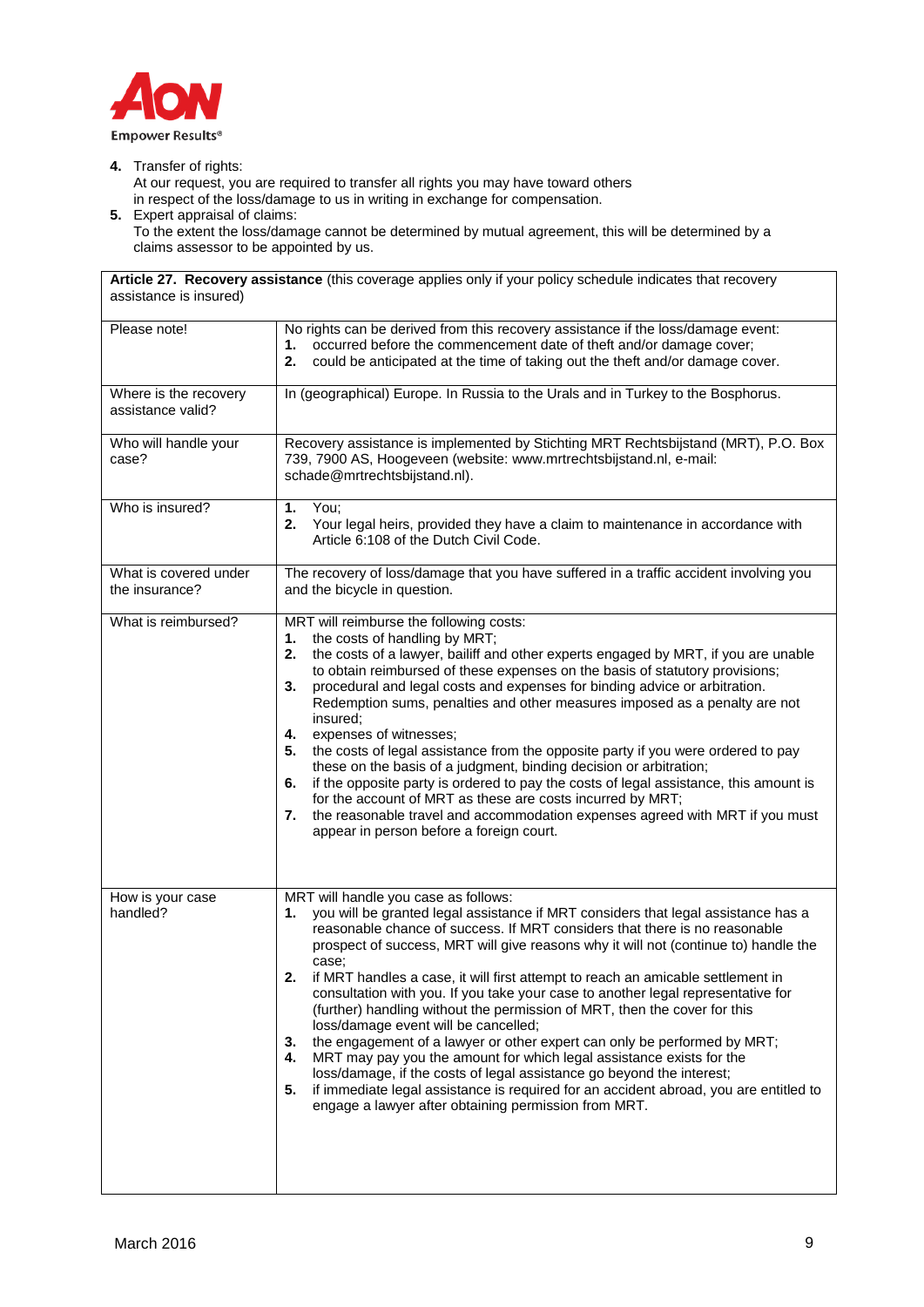4. Transfer of rights:
   At our request, you are required to transfer all rights you may have toward others in respect of the loss/damage to us in writing in exchange for compensation.
5. Expert appraisal of claims:
   To the extent the loss/damage cannot be determined by mutual agreement, this will be determined by a claims assessor to be appointed by us.

| **Article 27. Recovery assistance** (this coverage applies only if your policy schedule indicates that recovery assistance is insured) | |
|---|---|
| Please note! | No rights can be derived from this recovery assistance if the loss/damage event: **1.** occurred before the commencement date of theft and/or damage cover; **2.** could be anticipated at the time of taking out the theft and/or damage cover. |
| Where is the recovery assistance valid? | In (geographical) Europe. In Russia to the Urals and in Turkey to the Bosphorus. |
| Who will handle your case? | Recovery assistance is implemented by Stichting MRT Rechtsbijstand (MRT), P.O. Box 739, 7900 AS, Hoogeveen (website: www.mrtrechtsbijstand.nl, e-mail: schade@mrtrechtsbijstand.nl). |
| Who is insured? | **1.** You; **2.** Your legal heirs, provided they have a claim to maintenance in accordance with Article 6:108 of the Dutch Civil Code. |
| What is covered under the insurance? | The recovery of loss/damage that you have suffered in a traffic accident involving you and the bicycle in question. |
| What is reimbursed? | MRT will reimburse the following costs: **1.** the costs of handling by MRT; **2.** the costs of a lawyer, bailiff and other experts engaged by MRT, if you are unable to obtain reimbursed of these expenses on the basis of statutory provisions; **3.** procedural and legal costs and expenses for binding advice or arbitration. Redemption sums, penalties and other measures imposed as a penalty are not insured; **4.** expenses of witnesses; **5.** the costs of legal assistance from the opposite party if you were ordered to pay these on the basis of a judgment, binding decision or arbitration; **6.** if the opposite party is ordered to pay the costs of legal assistance, this amount is for the account of MRT as these are costs incurred by MRT; **7.** the reasonable travel and accommodation expenses agreed with MRT if you must appear in person before a foreign court. |
| How is your case handled? | MRT will handle you case as follows: **1.** you will be granted legal assistance if MRT considers that legal assistance has a reasonable chance of success. If MRT considers that there is no reasonable prospect of success, MRT will give reasons why it will not (continue to) handle the case; **2.** if MRT handles a case, it will first attempt to reach an amicable settlement in consultation with you. If you take your case to another legal representative for (further) handling without the permission of MRT, then the cover for this loss/damage event will be cancelled; **3.** the engagement of a lawyer or other expert can only be performed by MRT; **4.** MRT may pay you the amount for which legal assistance exists for the loss/damage, if the costs of legal assistance go beyond the interest; **5.** if immediate legal assistance is required for an accident abroad, you are entitled to engage a lawyer after obtaining permission from MRT. |

March 2016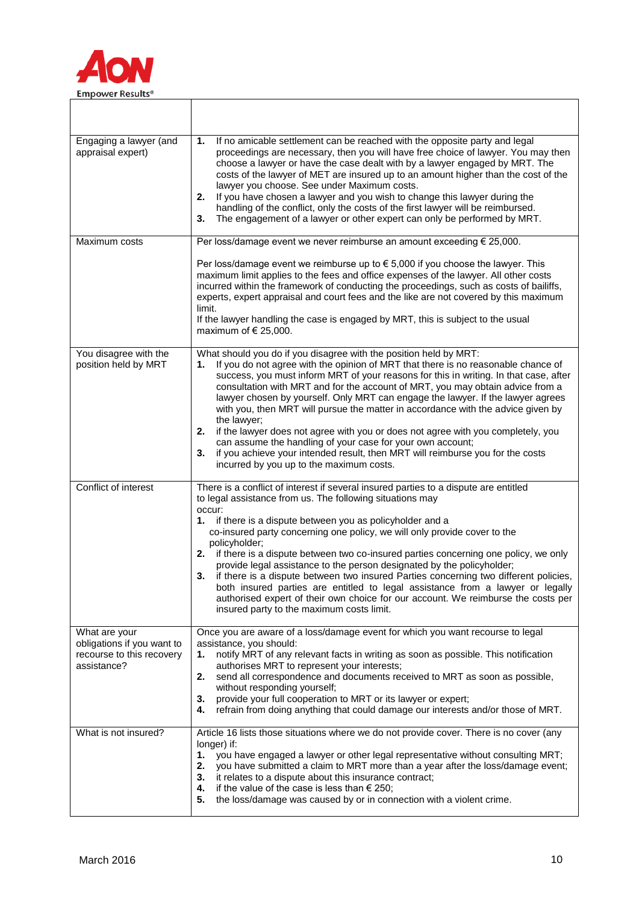| | |
|---|---|
| Engaging a lawyer (and appraisal expert) | **1.** If no amicable settlement can be reached with the opposite party and legal proceedings are necessary, then you will have free choice of lawyer. You may then choose a lawyer or have the case dealt with by a lawyer engaged by MRT. The costs of the lawyer of MET are insured up to an amount higher than the cost of the lawyer you choose. See under Maximum costs.<br>**2.** If you have chosen a lawyer and you wish to change this lawyer during the handling of the conflict, only the costs of the first lawyer will be reimbursed.<br>**3.** The engagement of a lawyer or other expert can only be performed by MRT. |
| Maximum costs | Per loss/damage event we never reimburse an amount exceeding € 25,000.<br><br>Per loss/damage event we reimburse up to € 5,000 if you choose the lawyer. This maximum limit applies to the fees and office expenses of the lawyer. All other costs incurred within the framework of conducting the proceedings, such as costs of bailiffs, experts, expert appraisal and court fees and the like are not covered by this maximum limit.<br>If the lawyer handling the case is engaged by MRT, this is subject to the usual maximum of € 25,000. |
| You disagree with the position held by MRT | What should you do if you disagree with the position held by MRT:<br>**1.** If you do not agree with the opinion of MRT that there is no reasonable chance of success, you must inform MRT of your reasons for this in writing. In that case, after consultation with MRT and for the account of MRT, you may obtain advice from a lawyer chosen by yourself. Only MRT can engage the lawyer. If the lawyer agrees with you, then MRT will pursue the matter in accordance with the advice given by the lawyer;<br>**2.** if the lawyer does not agree with you or does not agree with you completely, you can assume the handling of your case for your own account;<br>**3.** if you achieve your intended result, then MRT will reimburse you for the costs incurred by you up to the maximum costs. |
| Conflict of interest | There is a conflict of interest if several insured parties to a dispute are entitled to legal assistance from us. The following situations may occur:<br>**1.** if there is a dispute between you as policyholder and a co-insured party concerning one policy, we will only provide cover to the policyholder;<br>**2.** if there is a dispute between two co-insured parties concerning one policy, we only provide legal assistance to the person designated by the policyholder;<br>**3.** if there is a dispute between two insured Parties concerning two different policies, both insured parties are entitled to legal assistance from a lawyer or legally authorised expert of their own choice for our account. We reimburse the costs per insured party to the maximum costs limit. |
| What are your obligations if you want to recourse to this recovery assistance? | Once you are aware of a loss/damage event for which you want recourse to legal assistance, you should:<br>**1.** notify MRT of any relevant facts in writing as soon as possible. This notification authorises MRT to represent your interests;<br>**2.** send all correspondence and documents received to MRT as soon as possible, without responding yourself;<br>**3.** provide your full cooperation to MRT or its lawyer or expert;<br>**4.** refrain from doing anything that could damage our interests and/or those of MRT. |
| What is not insured? | Article 16 lists those situations where we do not provide cover. There is no cover (any longer) if:<br>**1.** you have engaged a lawyer or other legal representative without consulting MRT;<br>**2.** you have submitted a claim to MRT more than a year after the loss/damage event;<br>**3.** it relates to a dispute about this insurance contract;<br>**4.** if the value of the case is less than € 250;<br>**5.** the loss/damage was caused by or in connection with a violent crime. |

March 2016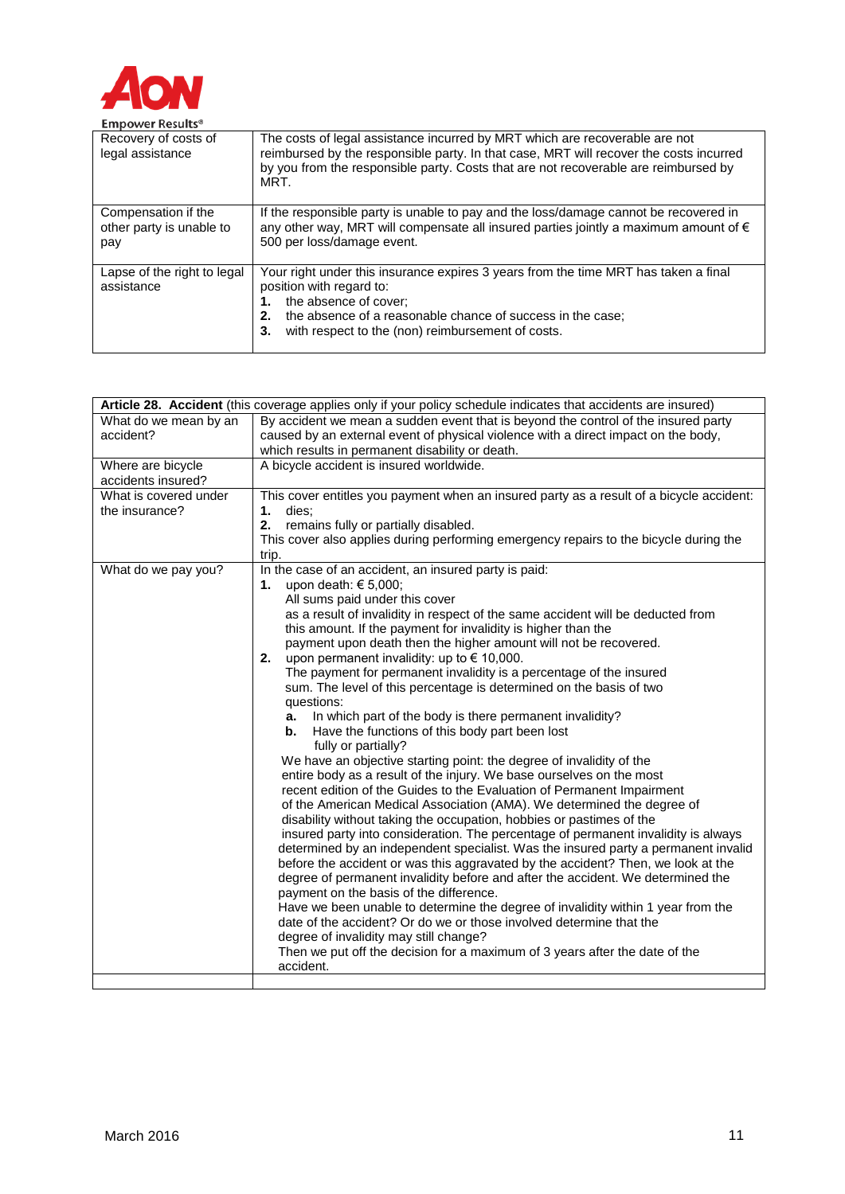| | |
|---|---|
| Recovery of costs of legal assistance | The costs of legal assistance incurred by MRT which are recoverable are not reimbursed by the responsible party. In that case, MRT will recover the costs incurred by you from the responsible party. Costs that are not recoverable are reimbursed by MRT. |
| Compensation if the other party is unable to pay | If the responsible party is unable to pay and the loss/damage cannot be recovered in any other way, MRT will compensate all insured parties jointly a maximum amount of € 500 per loss/damage event. |
| Lapse of the right to legal assistance | Your right under this insurance expires 3 years from the time MRT has taken a final position with regard to:<br>**1.** the absence of cover;<br>**2.** the absence of a reasonable chance of success in the case;<br>**3.** with respect to the (non) reimbursement of costs. |

| **Article 28. Accident** (this coverage applies only if your policy schedule indicates that accidents are insured) | |
|---|---|
| What do we mean by an accident? | By accident we mean a sudden event that is beyond the control of the insured party caused by an external event of physical violence with a direct impact on the body, which results in permanent disability or death. |
| Where are bicycle accidents insured? | A bicycle accident is insured worldwide. |
| What is covered under the insurance? | This cover entitles you payment when an insured party as a result of a bicycle accident:<br>**1.** dies;<br>**2.** remains fully or partially disabled.<br>This cover also applies during performing emergency repairs to the bicycle during the trip. |
| What do we pay you? | In the case of an accident, an insured party is paid:<br>**1.** upon death: € 5,000;<br>All sums paid under this cover as a result of invalidity in respect of the same accident will be deducted from this amount. If the payment for invalidity is higher than the payment upon death then the higher amount will not be recovered.<br>**2.** upon permanent invalidity: up to € 10,000.<br>The payment for permanent invalidity is a percentage of the insured sum. The level of this percentage is determined on the basis of two questions:<br>**a.** In which part of the body is there permanent invalidity?<br>**b.** Have the functions of this body part been lost fully or partially?<br>We have an objective starting point: the degree of invalidity of the entire body as a result of the injury. We base ourselves on the most recent edition of the Guides to the Evaluation of Permanent Impairment of the American Medical Association (AMA). We determined the degree of disability without taking the occupation, hobbies or pastimes of the insured party into consideration. The percentage of permanent invalidity is always determined by an independent specialist. Was the insured party a permanent invalid before the accident or was this aggravated by the accident? Then, we look at the degree of permanent invalidity before and after the accident. We determined the payment on the basis of the difference.<br>Have we been unable to determine the degree of invalidity within 1 year from the date of the accident? Or do we or those involved determine that the degree of invalidity may still change?<br>Then we put off the decision for a maximum of 3 years after the date of the accident. |
| | |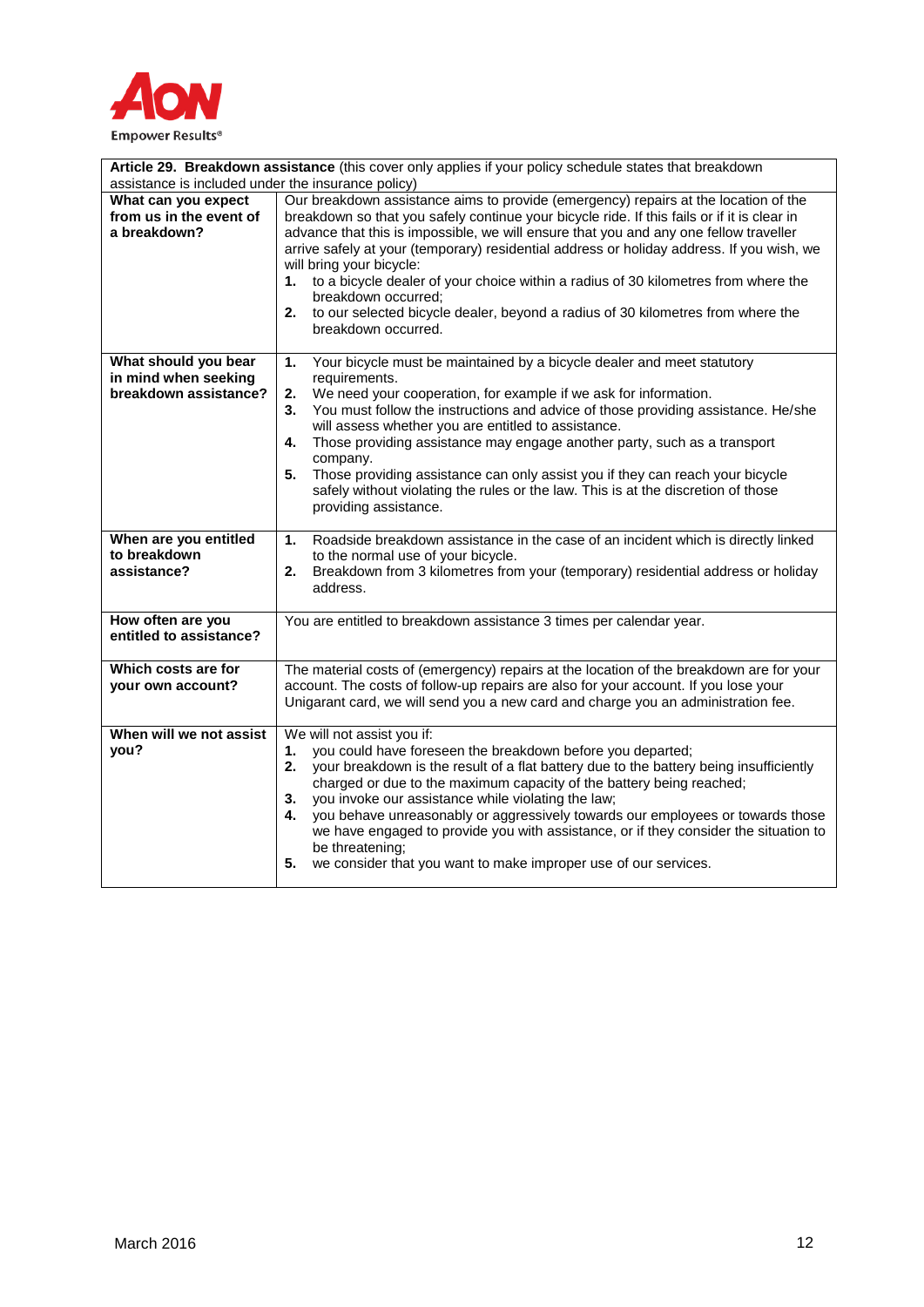| **Article 29. Breakdown assistance** (this cover only applies if your policy schedule states that breakdown assistance is included under the insurance policy) | |
|---|---|
| **What can you expect from us in the event of a breakdown?** | Our breakdown assistance aims to provide (emergency) repairs at the location of the breakdown so that you safely continue your bicycle ride. If this fails or if it is clear in advance that this is impossible, we will ensure that you and any one fellow traveller arrive safely at your (temporary) residential address or holiday address. If you wish, we will bring your bicycle:<br>**1.** to a bicycle dealer of your choice within a radius of 30 kilometres from where the breakdown occurred;<br>**2.** to our selected bicycle dealer, beyond a radius of 30 kilometres from where the breakdown occurred. |
| **What should you bear in mind when seeking breakdown assistance?** | **1.** Your bicycle must be maintained by a bicycle dealer and meet statutory requirements.<br>**2.** We need your cooperation, for example if we ask for information.<br>**3.** You must follow the instructions and advice of those providing assistance. He/she will assess whether you are entitled to assistance.<br>**4.** Those providing assistance may engage another party, such as a transport company.<br>**5.** Those providing assistance can only assist you if they can reach your bicycle safely without violating the rules or the law. This is at the discretion of those providing assistance. |
| **When are you entitled to breakdown assistance?** | **1.** Roadside breakdown assistance in the case of an incident which is directly linked to the normal use of your bicycle.<br>**2.** Breakdown from 3 kilometres from your (temporary) residential address or holiday address. |
| **How often are you entitled to assistance?** | You are entitled to breakdown assistance 3 times per calendar year. |
| **Which costs are for your own account?** | The material costs of (emergency) repairs at the location of the breakdown are for your account. The costs of follow-up repairs are also for your account. If you lose your Unigarant card, we will send you a new card and charge you an administration fee. |
| **When will we not assist you?** | We will not assist you if:<br>**1.** you could have foreseen the breakdown before you departed;<br>**2.** your breakdown is the result of a flat battery due to the battery being insufficiently charged or due to the maximum capacity of the battery being reached;<br>**3.** you invoke our assistance while violating the law;<br>**4.** you behave unreasonably or aggressively towards our employees or towards those we have engaged to provide you with assistance, or if they consider the situation to be threatening;<br>**5.** we consider that you want to make improper use of our services. |